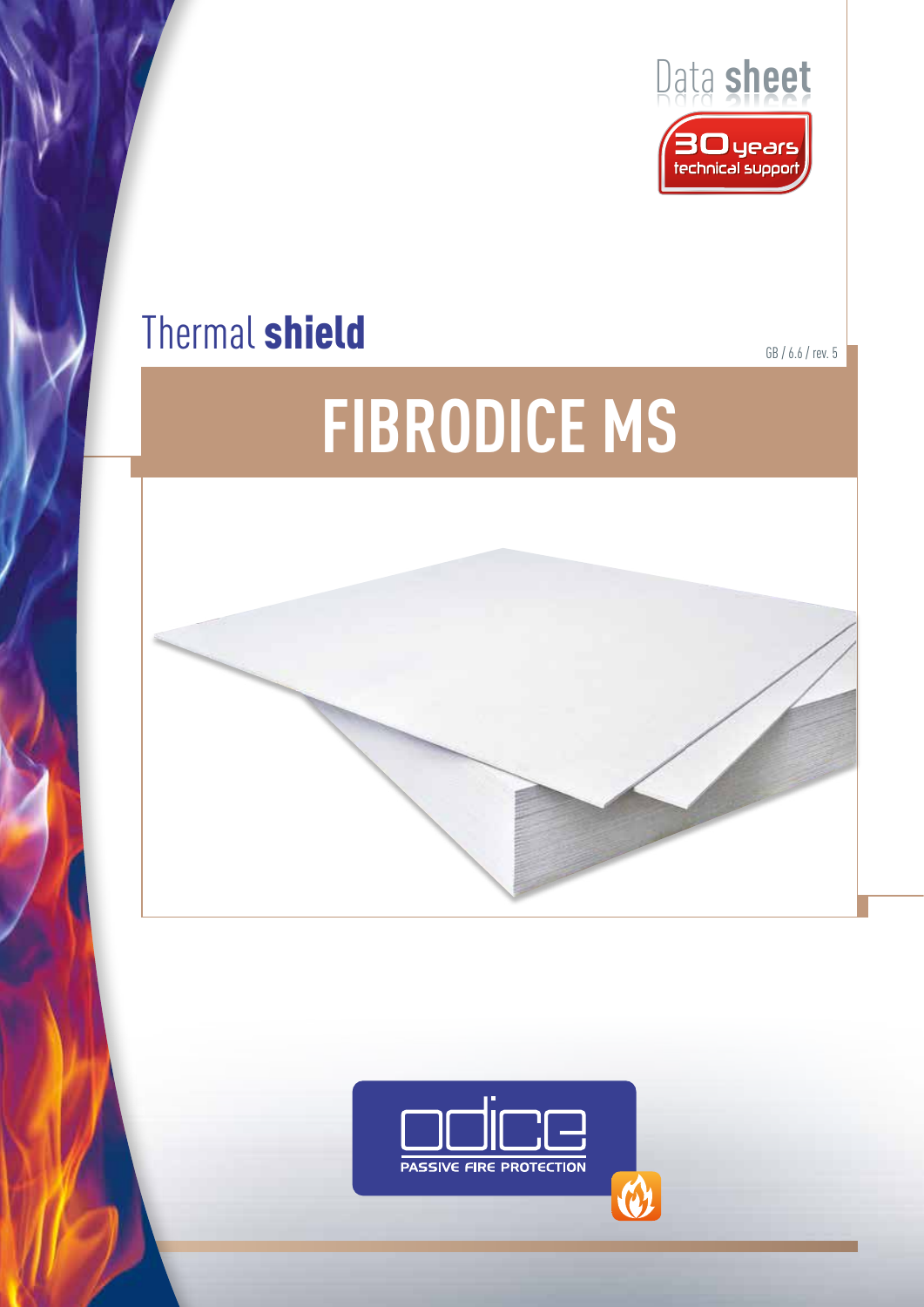Data **sheet**

30 years technical support

Thermal **shield**

GB / 6.6 / rev. 5

# FIBRODICE MS

odice

PASSIVE FIRE PROTECTION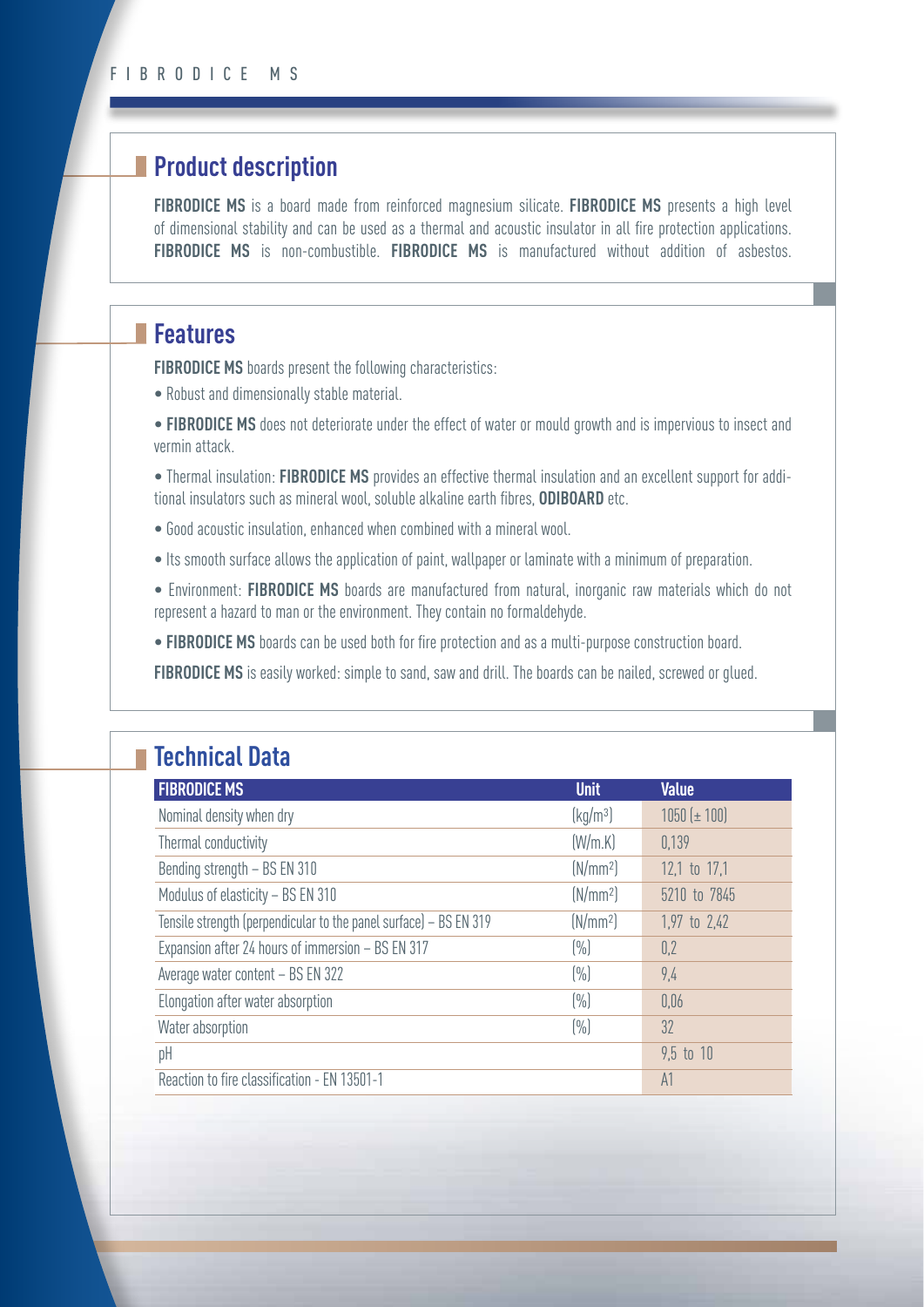## Product description

**FIBRODICE MS** is a board made from reinforced magnesium silicate. **FIBRODICE MS** presents a high level of dimensional stability and can be used as a thermal and acoustic insulator in all fire protection applications. **FIBRODICE MS** is non-combustible. **FIBRODICE MS** is manufactured without addition of asbestos.

## Features

**FIBRODICE MS** boards present the following characteristics:

- Robust and dimensionally stable material.
- **FIBRODICE MS** does not deteriorate under the effect of water or mould growth and is impervious to insect and vermin attack.
- Thermal insulation: **FIBRODICE MS** provides an effective thermal insulation and an excellent support for additional insulators such as mineral wool, soluble alkaline earth fibres, **ODIBOARD** etc.
- Good acoustic insulation, enhanced when combined with a mineral wool.
- Its smooth surface allows the application of paint, wallpaper or laminate with a minimum of preparation.
- Environment: **FIBRODICE MS** boards are manufactured from natural, inorganic raw materials which do not represent a hazard to man or the environment. They contain no formaldehyde.
- **FIBRODICE MS** boards can be used both for fire protection and as a multi-purpose construction board.

**FIBRODICE MS** is easily worked: simple to sand, saw and drill. The boards can be nailed, screwed or glued.

## Technical Data

| FIBRODICE MS | Unit | Value |
|---|---|---|
| Nominal density when dry | (kg/m$^3$) | 1050 (± 100) |
| Thermal conductivity | (W/m.K) | 0,139 |
| Bending strength – BS EN 310 | (N/mm$^2$) | 12,1 to 17,1 |
| Modulus of elasticity – BS EN 310 | (N/mm$^2$) | 5210 to 7845 |
| Tensile strength (perpendicular to the panel surface) – BS EN 319 | (N/mm$^2$) | 1,97 to 2,42 |
| Expansion after 24 hours of immersion – BS EN 317 | (%) | 0,2 |
| Average water content – BS EN 322 | (%) | 9,4 |
| Elongation after water absorption | (%) | 0,06 |
| Water absorption | (%) | 32 |
| pH | | 9,5 to 10 |
| Reaction to fire classification - EN 13501-1 | | A1 |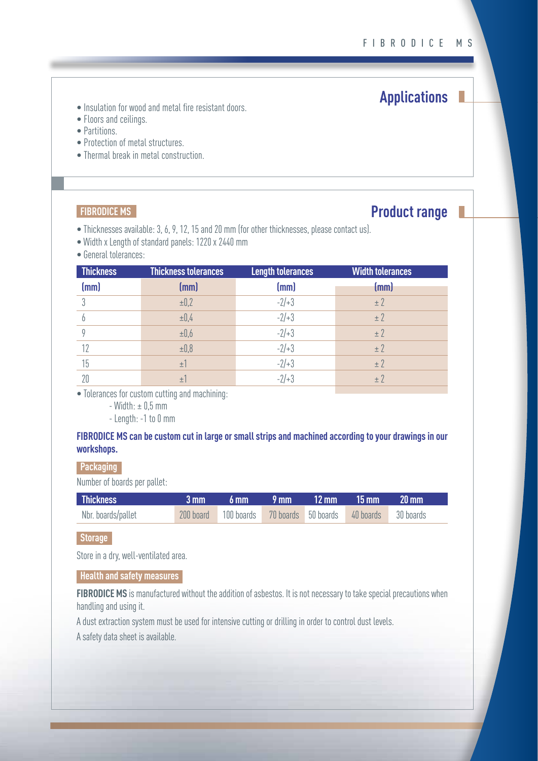## Applications

- Insulation for wood and metal fire resistant doors.
- Floors and ceilings.
- Partitions.
- Protection of metal structures.
- Thermal break in metal construction.

## Product range

### FIBRODICE MS

- Thicknesses available: 3, 6, 9, 12, 15 and 20 mm (for other thicknesses, please contact us).
- Width x Length of standard panels: 1220 x 2440 mm
- General tolerances:

| Thickness (mm) | Thickness tolerances (mm) | Length tolerances (mm) | Width tolerances (mm) |
|---|---|---|---|
| 3 | ±0,2 | -2/+3 | ± 2 |
| 6 | ±0,4 | -2/+3 | ± 2 |
| 9 | ±0,6 | -2/+3 | ± 2 |
| 12 | ±0,8 | -2/+3 | ± 2 |
| 15 | ±1 | -2/+3 | ± 2 |
| 20 | ±1 | -2/+3 | ± 2 |

- Tolerances for custom cutting and machining:
  - Width: ± 0,5 mm
  - Length: -1 to 0 mm

**FIBRODICE MS can be custom cut in large or small strips and machined according to your drawings in our workshops.**

### Packaging

Number of boards per pallet:

| Thickness | 3 mm | 6 mm | 9 mm | 12 mm | 15 mm | 20 mm |
|---|---|---|---|---|---|---|
| Nbr. boards/pallet | 200 board | 100 boards | 70 boards | 50 boards | 40 boards | 30 boards |

### Storage

Store in a dry, well-ventilated area.

### Health and safety measures

**FIBRODICE MS** is manufactured without the addition of asbestos. It is not necessary to take special precautions when handling and using it.

A dust extraction system must be used for intensive cutting or drilling in order to control dust levels.

A safety data sheet is available.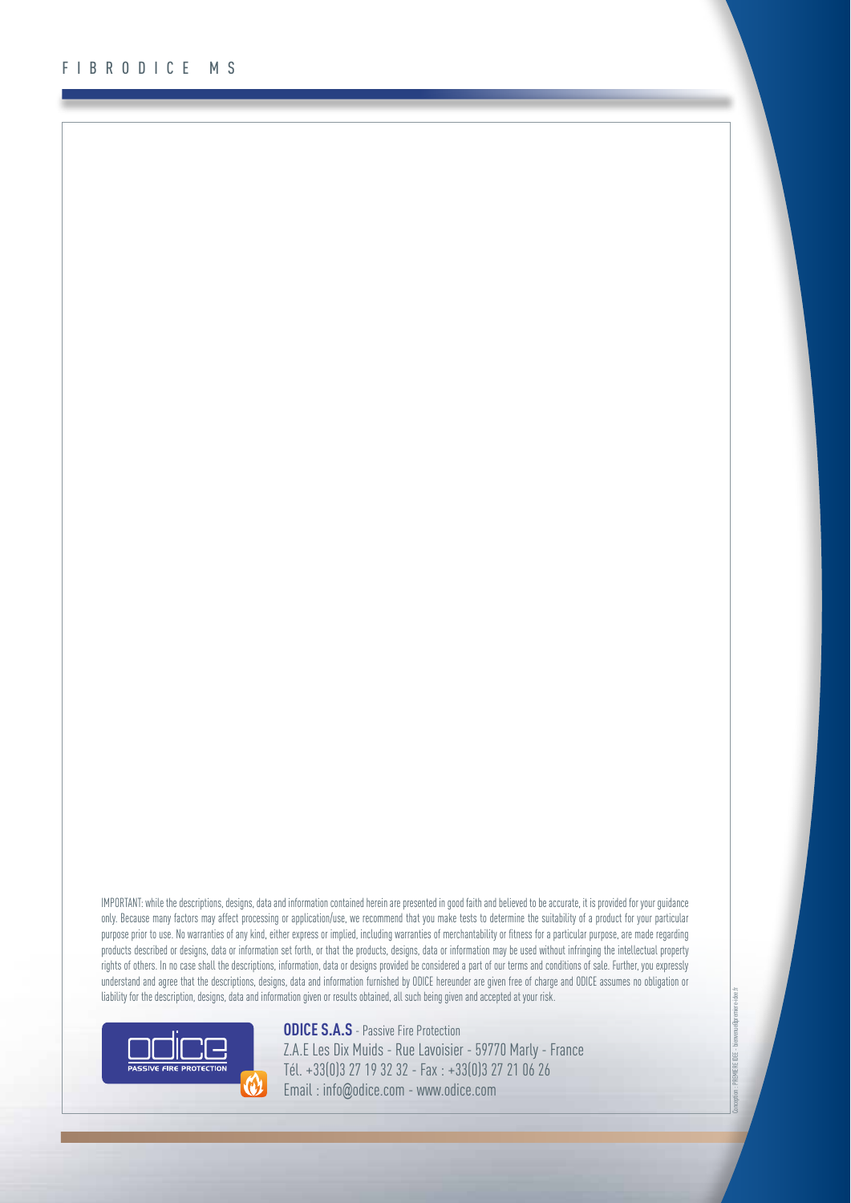IMPORTANT: while the descriptions, designs, data and information contained herein are presented in good faith and believed to be accurate, it is provided for your guidance only. Because many factors may affect processing or application/use, we recommend that you make tests to determine the suitability of a product for your particular purpose prior to use. No warranties of any kind, either express or implied, including warranties of merchantability or fitness for a particular purpose, are made regarding products described or designs, data or information set forth, or that the products, designs, data or information may be used without infringing the intellectual property rights of others. In no case shall the descriptions, information, data or designs provided be considered a part of our terms and conditions of sale. Further, you expressly understand and agree that the descriptions, designs, data and information furnished by ODICE hereunder are given free of charge and ODICE assumes no obligation or liability for the description, designs, data and information given or results obtained, all such being given and accepted at your risk.

odice PASSIVE FIRE PROTECTION

**ODICE S.A.S** - Passive Fire Protection
Z.A.E Les Dix Muids - Rue Lavoisier - 59770 Marly - France
Tél. +33(0)3 27 19 32 32 - Fax : +33(0)3 27 21 06 26
Email : info@odice.com - www.odice.com